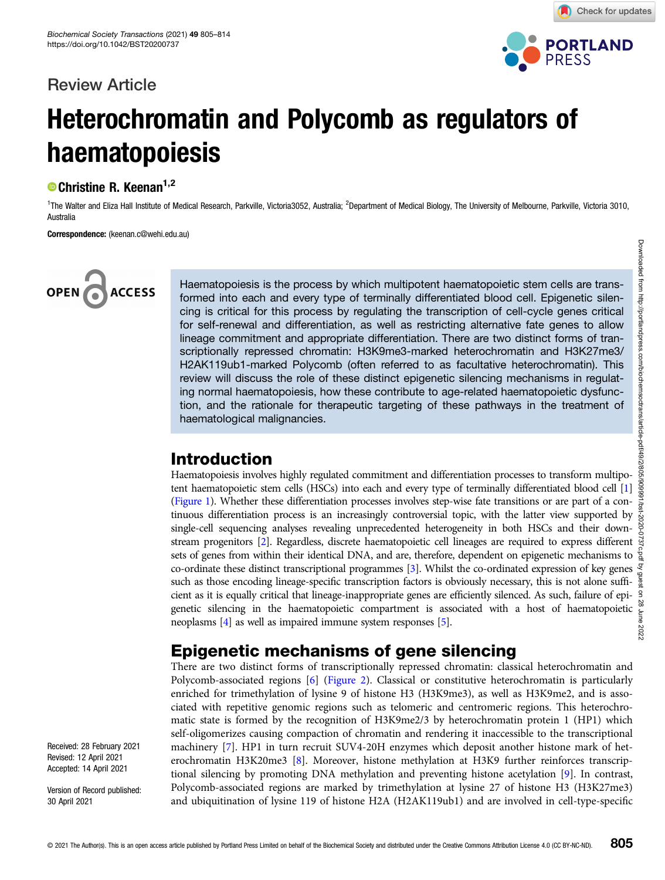Review Article

# Heterochromatin and Polycomb as regulators of haematopoiesis

Christine R. Keenan[1,2]

[1]The Walter and Eliza Hall Institute of Medical Research, Parkville, Victoria3052, Australia; [2]Department of Medical Biology, The University of Melbourne, Parkville, Victoria 3010, Australia

**Correspondence:** (keenan.c@wehi.edu.au)

Haematopoiesis is the process by which multipotent haematopoietic stem cells are transformed into each and every type of terminally differentiated blood cell. Epigenetic silencing is critical for this process by regulating the transcription of cell-cycle genes critical for self-renewal and differentiation, as well as restricting alternative fate genes to allow lineage commitment and appropriate differentiation. There are two distinct forms of transcriptionally repressed chromatin: H3K9me3-marked heterochromatin and H3K27me3/H2AK119ub1-marked Polycomb (often referred to as facultative heterochromatin). This review will discuss the role of these distinct epigenetic silencing mechanisms in regulating normal haematopoiesis, how these contribute to age-related haematopoietic dysfunction, and the rationale for therapeutic targeting of these pathways in the treatment of haematological malignancies.

## Introduction

Haematopoiesis involves highly regulated commitment and differentiation processes to transform multipotent haematopoietic stem cells (HSCs) into each and every type of terminally differentiated blood cell [1] (Figure 1). Whether these differentiation processes involves step-wise fate transitions or are part of a continuous differentiation process is an increasingly controversial topic, with the latter view supported by single-cell sequencing analyses revealing unprecedented heterogeneity in both HSCs and their downstream progenitors [2]. Regardless, discrete haematopoietic cell lineages are required to express different sets of genes from within their identical DNA, and are, therefore, dependent on epigenetic mechanisms to co-ordinate these distinct transcriptional programmes [3]. Whilst the co-ordinated expression of key genes such as those encoding lineage-specific transcription factors is obviously necessary, this is not alone sufficient as it is equally critical that lineage-inappropriate genes are efficiently silenced. As such, failure of epigenetic silencing in the haematopoietic compartment is associated with a host of haematopoietic neoplasms [4] as well as impaired immune system responses [5].

## Epigenetic mechanisms of gene silencing

There are two distinct forms of transcriptionally repressed chromatin: classical heterochromatin and Polycomb-associated regions [6] (Figure 2). Classical or constitutive heterochromatin is particularly enriched for trimethylation of lysine 9 of histone H3 (H3K9me3), as well as H3K9me2, and is associated with repetitive genomic regions such as telomeric and centromeric regions. This heterochromatic state is formed by the recognition of H3K9me2/3 by heterochromatin protein 1 (HP1) which self-oligomerizes causing compaction of chromatin and rendering it inaccessible to the transcriptional machinery [7]. HP1 in turn recruit SUV4-20H enzymes which deposit another histone mark of heterochromatin H3K20me3 [8]. Moreover, histone methylation at H3K9 further reinforces transcriptional silencing by promoting DNA methylation and preventing histone acetylation [9]. In contrast, Polycomb-associated regions are marked by trimethylation at lysine 27 of histone H3 (H3K27me3) and ubiquitination of lysine 119 of histone H2A (H2AK119ub1) and are involved in cell-type-specific

Received: 28 February 2021
Revised: 12 April 2021
Accepted: 14 April 2021

Version of Record published: 30 April 2021

© 2021 The Author(s). This is an open access article published by Portland Press Limited on behalf of the Biochemical Society and distributed under the Creative Commons Attribution License 4.0 (CC BY-NC-ND).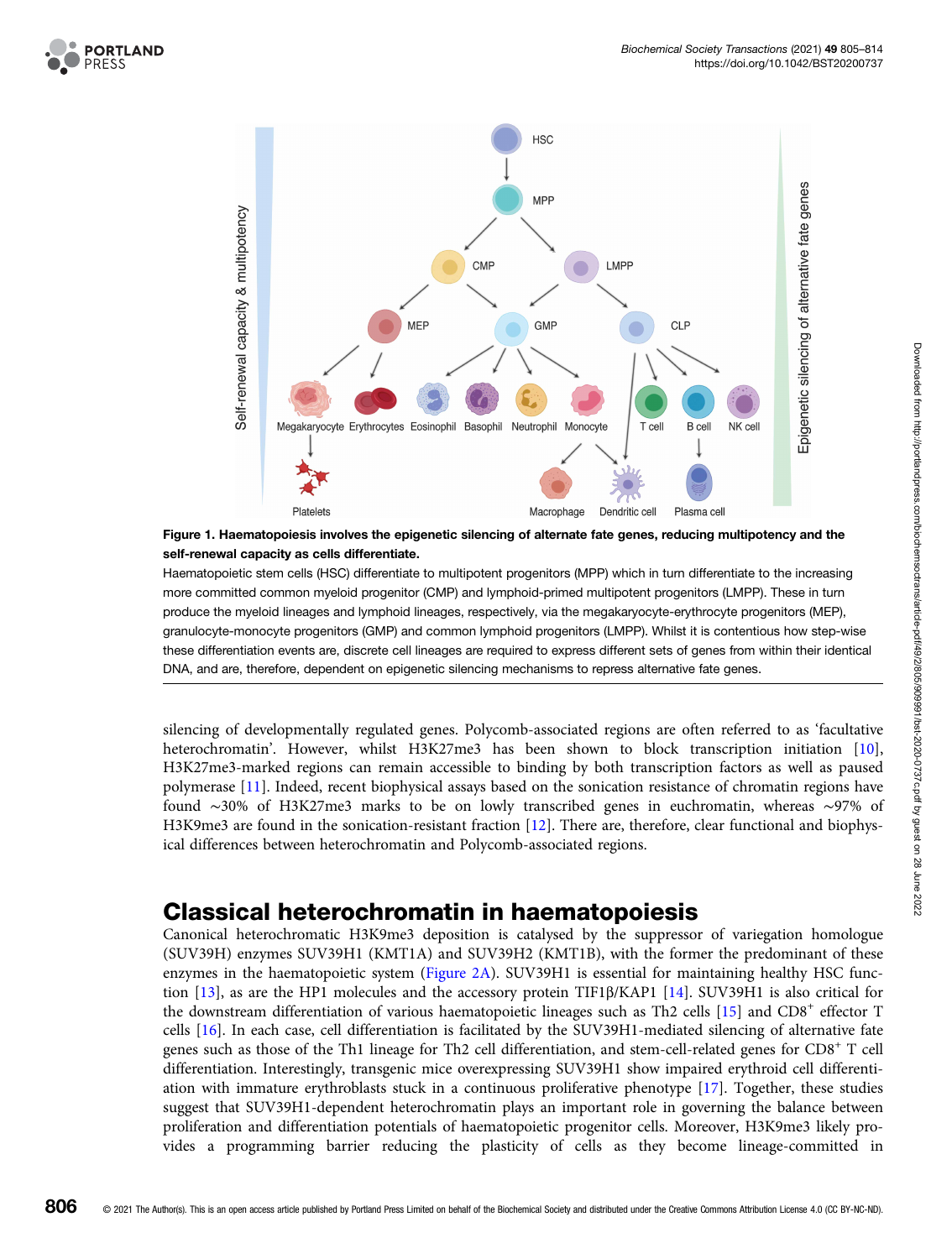**Figure 1. Haematopoiesis involves the epigenetic silencing of alternate fate genes, reducing multipotency and the self-renewal capacity as cells differentiate.**

Haematopoietic stem cells (HSC) differentiate to multipotent progenitors (MPP) which in turn differentiate to the increasing more committed common myeloid progenitor (CMP) and lymphoid-primed multipotent progenitors (LMPP). These in turn produce the myeloid lineages and lymphoid lineages, respectively, via the megakaryocyte-erythrocyte progenitors (MEP), granulocyte-monocyte progenitors (GMP) and common lymphoid progenitors (LMPP). Whilst it is contentious how step-wise these differentiation events are, discrete cell lineages are required to express different sets of genes from within their identical DNA, and are, therefore, dependent on epigenetic silencing mechanisms to repress alternative fate genes.

silencing of developmentally regulated genes. Polycomb-associated regions are often referred to as 'facultative heterochromatin'. However, whilst H3K27me3 has been shown to block transcription initiation [10], H3K27me3-marked regions can remain accessible to binding by both transcription factors as well as paused polymerase [11]. Indeed, recent biophysical assays based on the sonication resistance of chromatin regions have found ∼30% of H3K27me3 marks to be on lowly transcribed genes in euchromatin, whereas ∼97% of H3K9me3 are found in the sonication-resistant fraction [12]. There are, therefore, clear functional and biophysical differences between heterochromatin and Polycomb-associated regions.

## Classical heterochromatin in haematopoiesis

Canonical heterochromatic H3K9me3 deposition is catalysed by the suppressor of variegation homologue (SUV39H) enzymes SUV39H1 (KMT1A) and SUV39H2 (KMT1B), with the former the predominant of these enzymes in the haematopoietic system (Figure 2A). SUV39H1 is essential for maintaining healthy HSC function [13], as are the HP1 molecules and the accessory protein TIF1β/KAP1 [14]. SUV39H1 is also critical for the downstream differentiation of various haematopoietic lineages such as Th2 cells [15] and $CD8^+$ effector T cells [16]. In each case, cell differentiation is facilitated by the SUV39H1-mediated silencing of alternative fate genes such as those of the Th1 lineage for Th2 cell differentiation, and stem-cell-related genes for $CD8^+$ T cell differentiation. Interestingly, transgenic mice overexpressing SUV39H1 show impaired erythroid cell differentiation with immature erythroblasts stuck in a continuous proliferative phenotype [17]. Together, these studies suggest that SUV39H1-dependent heterochromatin plays an important role in governing the balance between proliferation and differentiation potentials of haematopoietic progenitor cells. Moreover, H3K9me3 likely provides a programming barrier reducing the plasticity of cells as they become lineage-committed in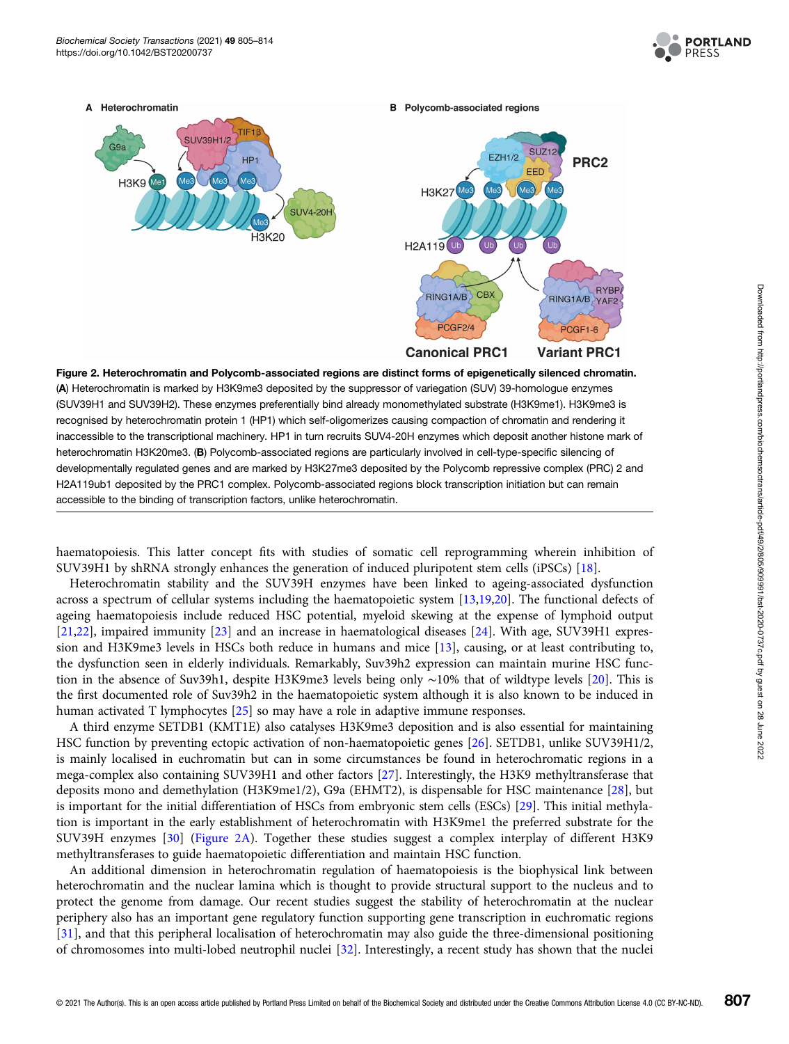**Figure 2. Heterochromatin and Polycomb-associated regions are distinct forms of epigenetically silenced chromatin.** (**A**) Heterochromatin is marked by H3K9me3 deposited by the suppressor of variegation (SUV) 39-homologue enzymes (SUV39H1 and SUV39H2). These enzymes preferentially bind already monomethylated substrate (H3K9me1). H3K9me3 is recognised by heterochromatin protein 1 (HP1) which self-oligomerizes causing compaction of chromatin and rendering it inaccessible to the transcriptional machinery. HP1 in turn recruits SUV4-20H enzymes which deposit another histone mark of heterochromatin H3K20me3. (**B**) Polycomb-associated regions are particularly involved in cell-type-specific silencing of developmentally regulated genes and are marked by H3K27me3 deposited by the Polycomb repressive complex (PRC) 2 and H2A119ub1 deposited by the PRC1 complex. Polycomb-associated regions block transcription initiation but can remain accessible to the binding of transcription factors, unlike heterochromatin.

haematopoiesis. This latter concept fits with studies of somatic cell reprogramming wherein inhibition of SUV39H1 by shRNA strongly enhances the generation of induced pluripotent stem cells (iPSCs) [18].

Heterochromatin stability and the SUV39H enzymes have been linked to ageing-associated dysfunction across a spectrum of cellular systems including the haematopoietic system [13,19,20]. The functional defects of ageing haematopoiesis include reduced HSC potential, myeloid skewing at the expense of lymphoid output [21,22], impaired immunity [23] and an increase in haematological diseases [24]. With age, SUV39H1 expression and H3K9me3 levels in HSCs both reduce in humans and mice [13], causing, or at least contributing to, the dysfunction seen in elderly individuals. Remarkably, Suv39h2 expression can maintain murine HSC function in the absence of Suv39h1, despite H3K9me3 levels being only ∼10% that of wildtype levels [20]. This is the first documented role of Suv39h2 in the haematopoietic system although it is also known to be induced in human activated T lymphocytes [25] so may have a role in adaptive immune responses.

A third enzyme SETDB1 (KMT1E) also catalyses H3K9me3 deposition and is also essential for maintaining HSC function by preventing ectopic activation of non-haematopoietic genes [26]. SETDB1, unlike SUV39H1/2, is mainly localised in euchromatin but can in some circumstances be found in heterochromatic regions in a mega-complex also containing SUV39H1 and other factors [27]. Interestingly, the H3K9 methyltransferase that deposits mono and demethylation (H3K9me1/2), G9a (EHMT2), is dispensable for HSC maintenance [28], but is important for the initial differentiation of HSCs from embryonic stem cells (ESCs) [29]. This initial methylation is important in the early establishment of heterochromatin with H3K9me1 the preferred substrate for the SUV39H enzymes [30] (Figure 2A). Together these studies suggest a complex interplay of different H3K9 methyltransferases to guide haematopoietic differentiation and maintain HSC function.

An additional dimension in heterochromatin regulation of haematopoiesis is the biophysical link between heterochromatin and the nuclear lamina which is thought to provide structural support to the nucleus and to protect the genome from damage. Our recent studies suggest the stability of heterochromatin at the nuclear periphery also has an important gene regulatory function supporting gene transcription in euchromatic regions [31], and that this peripheral localisation of heterochromatin may also guide the three-dimensional positioning of chromosomes into multi-lobed neutrophil nuclei [32]. Interestingly, a recent study has shown that the nuclei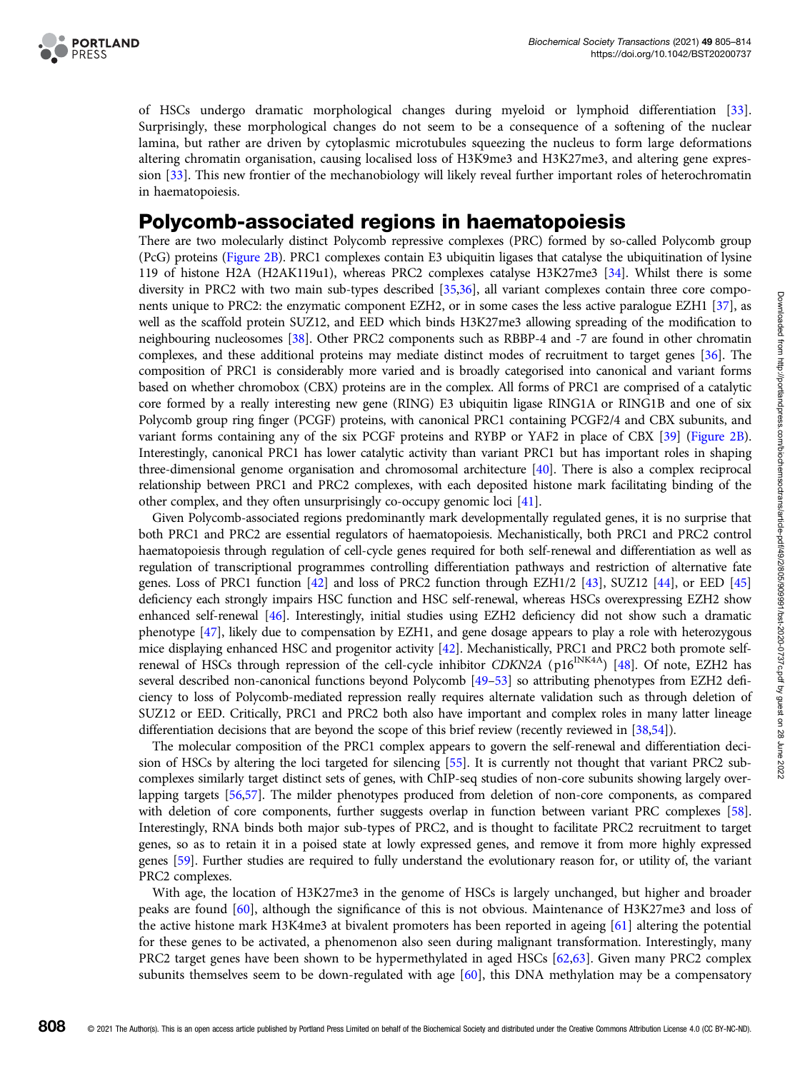of HSCs undergo dramatic morphological changes during myeloid or lymphoid differentiation [33]. Surprisingly, these morphological changes do not seem to be a consequence of a softening of the nuclear lamina, but rather are driven by cytoplasmic microtubules squeezing the nucleus to form large deformations altering chromatin organisation, causing localised loss of H3K9me3 and H3K27me3, and altering gene expression [33]. This new frontier of the mechanobiology will likely reveal further important roles of heterochromatin in haematopoiesis.

## Polycomb-associated regions in haematopoiesis

There are two molecularly distinct Polycomb repressive complexes (PRC) formed by so-called Polycomb group (PcG) proteins (Figure 2B). PRC1 complexes contain E3 ubiquitin ligases that catalyse the ubiquitination of lysine 119 of histone H2A (H2AK119u1), whereas PRC2 complexes catalyse H3K27me3 [34]. Whilst there is some diversity in PRC2 with two main sub-types described [35,36], all variant complexes contain three core components unique to PRC2: the enzymatic component EZH2, or in some cases the less active paralogue EZH1 [37], as well as the scaffold protein SUZ12, and EED which binds H3K27me3 allowing spreading of the modification to neighbouring nucleosomes [38]. Other PRC2 components such as RBBP-4 and -7 are found in other chromatin complexes, and these additional proteins may mediate distinct modes of recruitment to target genes [36]. The composition of PRC1 is considerably more varied and is broadly categorised into canonical and variant forms based on whether chromobox (CBX) proteins are in the complex. All forms of PRC1 are comprised of a catalytic core formed by a really interesting new gene (RING) E3 ubiquitin ligase RING1A or RING1B and one of six Polycomb group ring finger (PCGF) proteins, with canonical PRC1 containing PCGF2/4 and CBX subunits, and variant forms containing any of the six PCGF proteins and RYBP or YAF2 in place of CBX [39] (Figure 2B). Interestingly, canonical PRC1 has lower catalytic activity than variant PRC1 but has important roles in shaping three-dimensional genome organisation and chromosomal architecture [40]. There is also a complex reciprocal relationship between PRC1 and PRC2 complexes, with each deposited histone mark facilitating binding of the other complex, and they often unsurprisingly co-occupy genomic loci [41].

Given Polycomb-associated regions predominantly mark developmentally regulated genes, it is no surprise that both PRC1 and PRC2 are essential regulators of haematopoiesis. Mechanistically, both PRC1 and PRC2 control haematopoiesis through regulation of cell-cycle genes required for both self-renewal and differentiation as well as regulation of transcriptional programmes controlling differentiation pathways and restriction of alternative fate genes. Loss of PRC1 function [42] and loss of PRC2 function through EZH1/2 [43], SUZ12 [44], or EED [45] deficiency each strongly impairs HSC function and HSC self-renewal, whereas HSCs overexpressing EZH2 show enhanced self-renewal [46]. Interestingly, initial studies using EZH2 deficiency did not show such a dramatic phenotype [47], likely due to compensation by EZH1, and gene dosage appears to play a role with heterozygous mice displaying enhanced HSC and progenitor activity [42]. Mechanistically, PRC1 and PRC2 both promote self-renewal of HSCs through repression of the cell-cycle inhibitor *CDKN2A* (p16$^{INK4A}$) [48]. Of note, EZH2 has several described non-canonical functions beyond Polycomb [49–53] so attributing phenotypes from EZH2 deficiency to loss of Polycomb-mediated repression really requires alternate validation such as through deletion of SUZ12 or EED. Critically, PRC1 and PRC2 both also have important and complex roles in many latter lineage differentiation decisions that are beyond the scope of this brief review (recently reviewed in [38,54]).

The molecular composition of the PRC1 complex appears to govern the self-renewal and differentiation decision of HSCs by altering the loci targeted for silencing [55]. It is currently not thought that variant PRC2 sub-complexes similarly target distinct sets of genes, with ChIP-seq studies of non-core subunits showing largely overlapping targets [56,57]. The milder phenotypes produced from deletion of non-core components, as compared with deletion of core components, further suggests overlap in function between variant PRC complexes [58]. Interestingly, RNA binds both major sub-types of PRC2, and is thought to facilitate PRC2 recruitment to target genes, so as to retain it in a poised state at lowly expressed genes, and remove it from more highly expressed genes [59]. Further studies are required to fully understand the evolutionary reason for, or utility of, the variant PRC2 complexes.

With age, the location of H3K27me3 in the genome of HSCs is largely unchanged, but higher and broader peaks are found [60], although the significance of this is not obvious. Maintenance of H3K27me3 and loss of the active histone mark H3K4me3 at bivalent promoters has been reported in ageing [61] altering the potential for these genes to be activated, a phenomenon also seen during malignant transformation. Interestingly, many PRC2 target genes have been shown to be hypermethylated in aged HSCs [62,63]. Given many PRC2 complex subunits themselves seem to be down-regulated with age [60], this DNA methylation may be a compensatory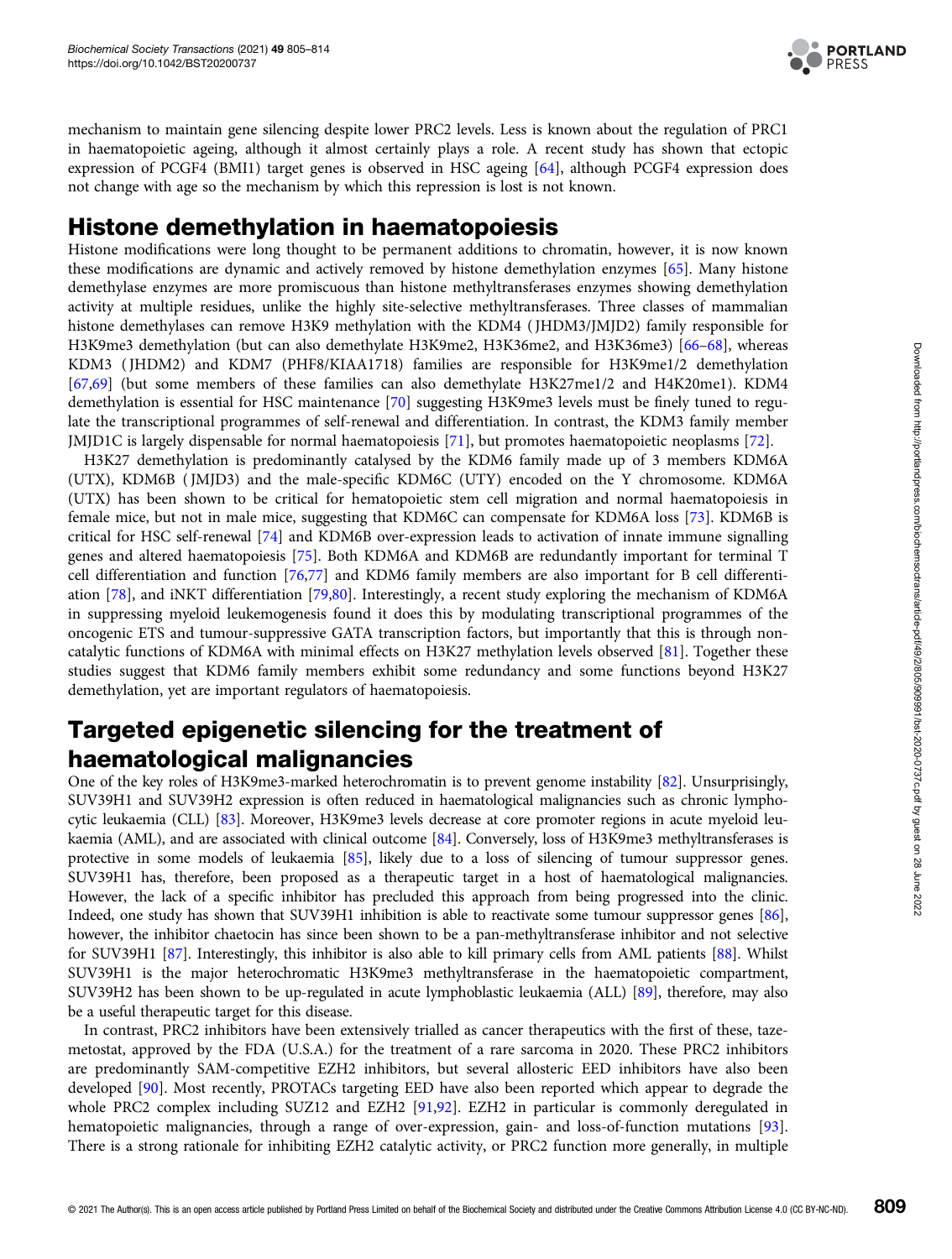mechanism to maintain gene silencing despite lower PRC2 levels. Less is known about the regulation of PRC1 in haematopoietic ageing, although it almost certainly plays a role. A recent study has shown that ectopic expression of PCGF4 (BMI1) target genes is observed in HSC ageing [64], although PCGF4 expression does not change with age so the mechanism by which this repression is lost is not known.

## Histone demethylation in haematopoiesis

Histone modifications were long thought to be permanent additions to chromatin, however, it is now known these modifications are dynamic and actively removed by histone demethylation enzymes [65]. Many histone demethylase enzymes are more promiscuous than histone methyltransferases enzymes showing demethylation activity at multiple residues, unlike the highly site-selective methyltransferases. Three classes of mammalian histone demethylases can remove H3K9 methylation with the KDM4 (JHDM3/JMJD2) family responsible for H3K9me3 demethylation (but can also demethylate H3K9me2, H3K36me2, and H3K36me3) [66–68], whereas KDM3 (JHDM2) and KDM7 (PHF8/KIAA1718) families are responsible for H3K9me1/2 demethylation [67,69] (but some members of these families can also demethylate H3K27me1/2 and H4K20me1). KDM4 demethylation is essential for HSC maintenance [70] suggesting H3K9me3 levels must be finely tuned to regulate the transcriptional programmes of self-renewal and differentiation. In contrast, the KDM3 family member JMJD1C is largely dispensable for normal haematopoiesis [71], but promotes haematopoietic neoplasms [72].

H3K27 demethylation is predominantly catalysed by the KDM6 family made up of 3 members KDM6A (UTX), KDM6B (JMJD3) and the male-specific KDM6C (UTY) encoded on the Y chromosome. KDM6A (UTX) has been shown to be critical for hematopoietic stem cell migration and normal haematopoiesis in female mice, but not in male mice, suggesting that KDM6C can compensate for KDM6A loss [73]. KDM6B is critical for HSC self-renewal [74] and KDM6B over-expression leads to activation of innate immune signalling genes and altered haematopoiesis [75]. Both KDM6A and KDM6B are redundantly important for terminal T cell differentiation and function [76,77] and KDM6 family members are also important for B cell differentiation [78], and iNKT differentiation [79,80]. Interestingly, a recent study exploring the mechanism of KDM6A in suppressing myeloid leukemogenesis found it does this by modulating transcriptional programmes of the oncogenic ETS and tumour-suppressive GATA transcription factors, but importantly that this is through non-catalytic functions of KDM6A with minimal effects on H3K27 methylation levels observed [81]. Together these studies suggest that KDM6 family members exhibit some redundancy and some functions beyond H3K27 demethylation, yet are important regulators of haematopoiesis.

## Targeted epigenetic silencing for the treatment of haematological malignancies

One of the key roles of H3K9me3-marked heterochromatin is to prevent genome instability [82]. Unsurprisingly, SUV39H1 and SUV39H2 expression is often reduced in haematological malignancies such as chronic lymphocytic leukaemia (CLL) [83]. Moreover, H3K9me3 levels decrease at core promoter regions in acute myeloid leukaemia (AML), and are associated with clinical outcome [84]. Conversely, loss of H3K9me3 methyltransferases is protective in some models of leukaemia [85], likely due to a loss of silencing of tumour suppressor genes. SUV39H1 has, therefore, been proposed as a therapeutic target in a host of haematological malignancies. However, the lack of a specific inhibitor has precluded this approach from being progressed into the clinic. Indeed, one study has shown that SUV39H1 inhibition is able to reactivate some tumour suppressor genes [86], however, the inhibitor chaetocin has since been shown to be a pan-methyltransferase inhibitor and not selective for SUV39H1 [87]. Interestingly, this inhibitor is also able to kill primary cells from AML patients [88]. Whilst SUV39H1 is the major heterochromatic H3K9me3 methyltransferase in the haematopoietic compartment, SUV39H2 has been shown to be up-regulated in acute lymphoblastic leukaemia (ALL) [89], therefore, may also be a useful therapeutic target for this disease.

In contrast, PRC2 inhibitors have been extensively trialled as cancer therapeutics with the first of these, tazemetostat, approved by the FDA (U.S.A.) for the treatment of a rare sarcoma in 2020. These PRC2 inhibitors are predominantly SAM-competitive EZH2 inhibitors, but several allosteric EED inhibitors have also been developed [90]. Most recently, PROTACs targeting EED have also been reported which appear to degrade the whole PRC2 complex including SUZ12 and EZH2 [91,92]. EZH2 in particular is commonly deregulated in hematopoietic malignancies, through a range of over-expression, gain- and loss-of-function mutations [93]. There is a strong rationale for inhibiting EZH2 catalytic activity, or PRC2 function more generally, in multiple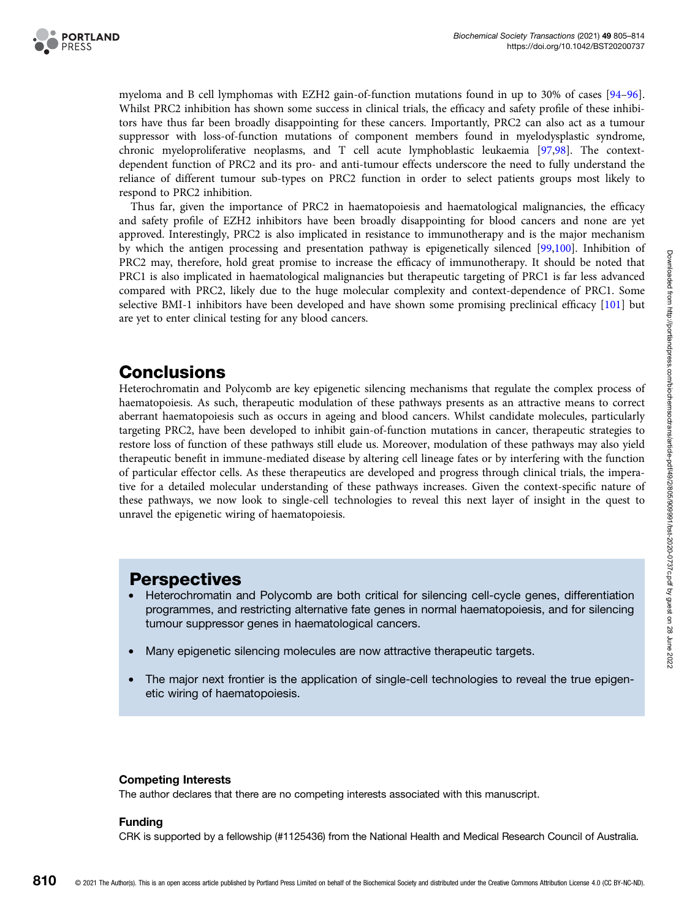myeloma and B cell lymphomas with EZH2 gain-of-function mutations found in up to 30% of cases [94–96]. Whilst PRC2 inhibition has shown some success in clinical trials, the efficacy and safety profile of these inhibitors have thus far been broadly disappointing for these cancers. Importantly, PRC2 can also act as a tumour suppressor with loss-of-function mutations of component members found in myelodysplastic syndrome, chronic myeloproliferative neoplasms, and T cell acute lymphoblastic leukaemia [97,98]. The context-dependent function of PRC2 and its pro- and anti-tumour effects underscore the need to fully understand the reliance of different tumour sub-types on PRC2 function in order to select patients groups most likely to respond to PRC2 inhibition.

Thus far, given the importance of PRC2 in haematopoiesis and haematological malignancies, the efficacy and safety profile of EZH2 inhibitors have been broadly disappointing for blood cancers and none are yet approved. Interestingly, PRC2 is also implicated in resistance to immunotherapy and is the major mechanism by which the antigen processing and presentation pathway is epigenetically silenced [99,100]. Inhibition of PRC2 may, therefore, hold great promise to increase the efficacy of immunotherapy. It should be noted that PRC1 is also implicated in haematological malignancies but therapeutic targeting of PRC1 is far less advanced compared with PRC2, likely due to the huge molecular complexity and context-dependence of PRC1. Some selective BMI-1 inhibitors have been developed and have shown some promising preclinical efficacy [101] but are yet to enter clinical testing for any blood cancers.

## Conclusions

Heterochromatin and Polycomb are key epigenetic silencing mechanisms that regulate the complex process of haematopoiesis. As such, therapeutic modulation of these pathways presents as an attractive means to correct aberrant haematopoiesis such as occurs in ageing and blood cancers. Whilst candidate molecules, particularly targeting PRC2, have been developed to inhibit gain-of-function mutations in cancer, therapeutic strategies to restore loss of function of these pathways still elude us. Moreover, modulation of these pathways may also yield therapeutic benefit in immune-mediated disease by altering cell lineage fates or by interfering with the function of particular effector cells. As these therapeutics are developed and progress through clinical trials, the imperative for a detailed molecular understanding of these pathways increases. Given the context-specific nature of these pathways, we now look to single-cell technologies to reveal this next layer of insight in the quest to unravel the epigenetic wiring of haematopoiesis.

## Perspectives

- Heterochromatin and Polycomb are both critical for silencing cell-cycle genes, differentiation programmes, and restricting alternative fate genes in normal haematopoiesis, and for silencing tumour suppressor genes in haematological cancers.
- Many epigenetic silencing molecules are now attractive therapeutic targets.
- The major next frontier is the application of single-cell technologies to reveal the true epigenetic wiring of haematopoiesis.

#### Competing Interests

The author declares that there are no competing interests associated with this manuscript.

#### Funding

CRK is supported by a fellowship (#1125436) from the National Health and Medical Research Council of Australia.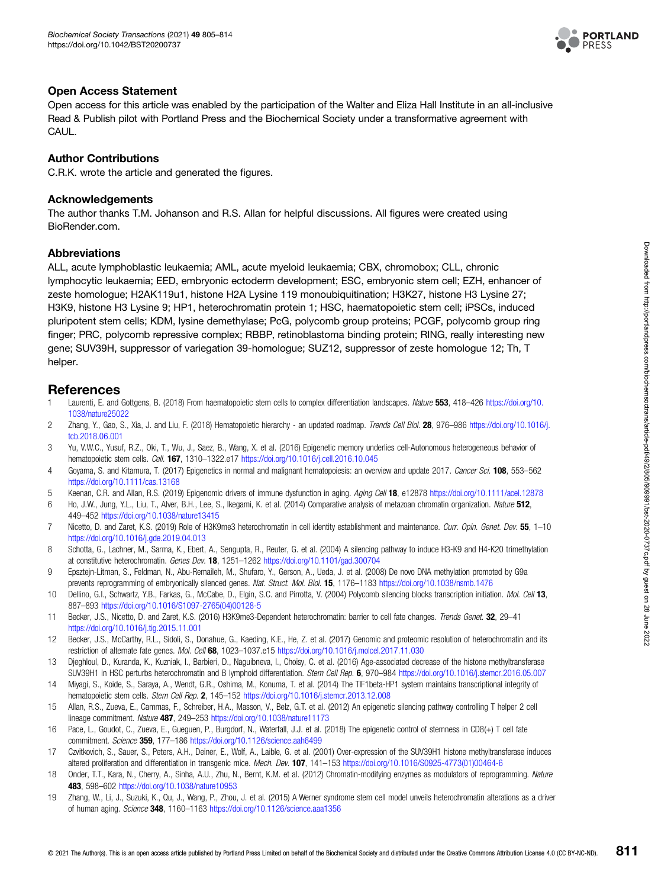## Open Access Statement

Open access for this article was enabled by the participation of the Walter and Eliza Hall Institute in an all-inclusive Read & Publish pilot with Portland Press and the Biochemical Society under a transformative agreement with CAUL.

## Author Contributions

C.R.K. wrote the article and generated the figures.

## Acknowledgements

The author thanks T.M. Johanson and R.S. Allan for helpful discussions. All figures were created using BioRender.com.

## Abbreviations

ALL, acute lymphoblastic leukaemia; AML, acute myeloid leukaemia; CBX, chromobox; CLL, chronic lymphocytic leukaemia; EED, embryonic ectoderm development; ESC, embryonic stem cell; EZH, enhancer of zeste homologue; H2AK119u1, histone H2A Lysine 119 monoubiquitination; H3K27, histone H3 Lysine 27; H3K9, histone H3 Lysine 9; HP1, heterochromatin protein 1; HSC, haematopoietic stem cell; iPSCs, induced pluripotent stem cells; KDM, lysine demethylase; PcG, polycomb group proteins; PCGF, polycomb group ring finger; PRC, polycomb repressive complex; RBBP, retinoblastoma binding protein; RING, really interesting new gene; SUV39H, suppressor of variegation 39-homologue; SUZ12, suppressor of zeste homologue 12; Th, T helper.

## References

1. Laurenti, E. and Gottgens, B. (2018) From haematopoietic stem cells to complex differentiation landscapes. *Nature* **553**, 418–426 https://doi.org/10.1038/nature25022
2. Zhang, Y., Gao, S., Xia, J. and Liu, F. (2018) Hematopoietic hierarchy - an updated roadmap. *Trends Cell Biol.* **28**, 976–986 https://doi.org/10.1016/j.tcb.2018.06.001
3. Yu, V.W.C., Yusuf, R.Z., Oki, T., Wu, J., Saez, B., Wang, X. et al. (2016) Epigenetic memory underlies cell-Autonomous heterogeneous behavior of hematopoietic stem cells. *Cell.* **167**, 1310–1322.e17 https://doi.org/10.1016/j.cell.2016.10.045
4. Goyama, S. and Kitamura, T. (2017) Epigenetics in normal and malignant hematopoiesis: an overview and update 2017. *Cancer Sci.* **108**, 553–562 https://doi.org/10.1111/cas.13168
5. Keenan, C.R. and Allan, R.S. (2019) Epigenomic drivers of immune dysfunction in aging. *Aging Cell* **18**, e12878 https://doi.org/10.1111/acel.12878
6. Ho, J.W., Jung, Y.L., Liu, T., Alver, B.H., Lee, S., Ikegami, K. et al. (2014) Comparative analysis of metazoan chromatin organization. *Nature* **512**, 449–452 https://doi.org/10.1038/nature13415
7. Nicetto, D. and Zaret, K.S. (2019) Role of H3K9me3 heterochromatin in cell identity establishment and maintenance. *Curr. Opin. Genet. Dev.* **55**, 1–10 https://doi.org/10.1016/j.gde.2019.04.013
8. Schotta, G., Lachner, M., Sarma, K., Ebert, A., Sengupta, R., Reuter, G. et al. (2004) A silencing pathway to induce H3-K9 and H4-K20 trimethylation at constitutive heterochromatin. *Genes Dev.* **18**, 1251–1262 https://doi.org/10.1101/gad.300704
9. Epsztejn-Litman, S., Feldman, N., Abu-Remaileh, M., Shufaro, Y., Gerson, A., Ueda, J. et al. (2008) De novo DNA methylation promoted by G9a prevents reprogramming of embryonically silenced genes. *Nat. Struct. Mol. Biol.* **15**, 1176–1183 https://doi.org/10.1038/nsmb.1476
10. Dellino, G.I., Schwartz, Y.B., Farkas, G., McCabe, D., Elgin, S.C. and Pirrotta, V. (2004) Polycomb silencing blocks transcription initiation. *Mol. Cell* **13**, 887–893 https://doi.org/10.1016/S1097-2765(04)00128-5
11. Becker, J.S., Nicetto, D. and Zaret, K.S. (2016) H3K9me3-Dependent heterochromatin: barrier to cell fate changes. *Trends Genet.* **32**, 29–41 https://doi.org/10.1016/j.tig.2015.11.001
12. Becker, J.S., McCarthy, R.L., Sidoli, S., Donahue, G., Kaeding, K.E., He, Z. et al. (2017) Genomic and proteomic resolution of heterochromatin and its restriction of alternate fate genes. *Mol. Cell* **68**, 1023–1037.e15 https://doi.org/10.1016/j.molcel.2017.11.030
13. Djeghloul, D., Kuranda, K., Kuzniak, I., Barbieri, D., Naguibneva, I., Choisy, C. et al. (2016) Age-associated decrease of the histone methyltransferase SUV39H1 in HSC perturbs heterochromatin and B lymphoid differentiation. *Stem Cell Rep.* **6**, 970–984 https://doi.org/10.1016/j.stemcr.2016.05.007
14. Miyagi, S., Koide, S., Saraya, A., Wendt, G.R., Oshima, M., Konuma, T. et al. (2014) The TIF1beta-HP1 system maintains transcriptional integrity of hematopoietic stem cells. *Stem Cell Rep.* **2**, 145–152 https://doi.org/10.1016/j.stemcr.2013.12.008
15. Allan, R.S., Zueva, E., Cammas, F., Schreiber, H.A., Masson, V., Belz, G.T. et al. (2012) An epigenetic silencing pathway controlling T helper 2 cell lineage commitment. *Nature* **487**, 249–253 https://doi.org/10.1038/nature11173
16. Pace, L., Goudot, C., Zueva, E., Gueguen, P., Burgdorf, N., Waterfall, J.J. et al. (2018) The epigenetic control of stemness in CD8(+) T cell fate commitment. *Science* **359**, 177–186 https://doi.org/10.1126/science.aah6499
17. Czvitkovich, S., Sauer, S., Peters, A.H., Deiner, E., Wolf, A., Laible, G. et al. (2001) Over-expression of the SUV39H1 histone methyltransferase induces altered proliferation and differentiation in transgenic mice. *Mech. Dev.* **107**, 141–153 https://doi.org/10.1016/S0925-4773(01)00464-6
18. Onder, T.T., Kara, N., Cherry, A., Sinha, A.U., Zhu, N., Bernt, K.M. et al. (2012) Chromatin-modifying enzymes as modulators of reprogramming. *Nature* **483**, 598–602 https://doi.org/10.1038/nature10953
19. Zhang, W., Li, J., Suzuki, K., Qu, J., Wang, P., Zhou, J. et al. (2015) A Werner syndrome stem cell model unveils heterochromatin alterations as a driver of human aging. *Science* **348**, 1160–1163 https://doi.org/10.1126/science.aaa1356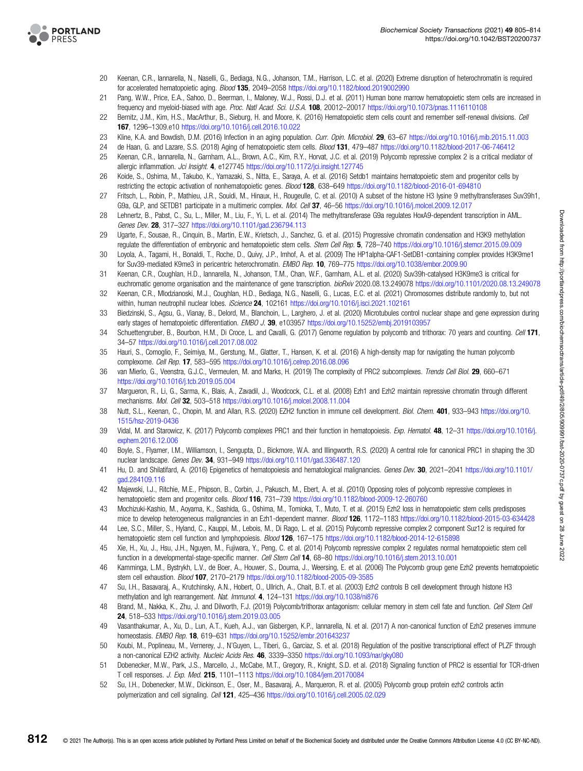20 Keenan, C.R., Iannarella, N., Naselli, G., Bediaga, N.G., Johanson, T.M., Harrison, L.C. et al. (2020) Extreme disruption of heterochromatin is required for accelerated hematopoietic aging. *Blood* **135**, 2049–2058 https://doi.org/10.1182/blood.2019002990

21 Pang, W.W., Price, E.A., Sahoo, D., Beerman, I., Maloney, W.J., Rossi, D.J. et al. (2011) Human bone marrow hematopoietic stem cells are increased in frequency and myeloid-biased with age. *Proc. Natl Acad. Sci. U.S.A.* **108**, 20012–20017 https://doi.org/10.1073/pnas.1116110108

22 Bernitz, J.M., Kim, H.S., MacArthur, B., Sieburg, H. and Moore, K. (2016) Hematopoietic stem cells count and remember self-renewal divisions. *Cell* **167**, 1296–1309.e10 https://doi.org/10.1016/j.cell.2016.10.022

23 Kline, K.A. and Bowdish, D.M. (2016) Infection in an aging population. *Curr. Opin. Microbiol.* **29**, 63–67 https://doi.org/10.1016/j.mib.2015.11.003

24 de Haan, G. and Lazare, S.S. (2018) Aging of hematopoietic stem cells. *Blood* **131**, 479–487 https://doi.org/10.1182/blood-2017-06-746412

25 Keenan, C.R., Iannarella, N., Garnham, A.L., Brown, A.C., Kim, R.Y., Horvat, J.C. et al. (2019) Polycomb repressive complex 2 is a critical mediator of allergic inflammation. *Jci Insight.* **4**, e127745 https://doi.org/10.1172/jci.insight.127745

26 Koide, S., Oshima, M., Takubo, K., Yamazaki, S., Nitta, E., Saraya, A. et al. (2016) Setdb1 maintains hematopoietic stem and progenitor cells by restricting the ectopic activation of nonhematopoietic genes. *Blood* **128**, 638–649 https://doi.org/10.1182/blood-2016-01-694810

27 Fritsch, L., Robin, P., Mathieu, J.R., Souidi, M., Hinaux, H., Rougeulle, C. et al. (2010) A subset of the histone H3 lysine 9 methyltransferases Suv39h1, G9a, GLP, and SETDB1 participate in a multimeric complex. *Mol. Cell* **37**, 46–56 https://doi.org/10.1016/j.molcel.2009.12.017

28 Lehnertz, B., Pabst, C., Su, L., Miller, M., Liu, F., Yi, L. et al. (2014) The methyltransferase G9a regulates HoxA9-dependent transcription in AML. *Genes Dev.* **28**, 317–327 https://doi.org/10.1101/gad.236794.113

29 Ugarte, F., Sousae, R., Cinquin, B., Martin, E.W., Krietsch, J., Sanchez, G. et al. (2015) Progressive chromatin condensation and H3K9 methylation regulate the differentiation of embryonic and hematopoietic stem cells. *Stem Cell Rep.* **5**, 728–740 https://doi.org/10.1016/j.stemcr.2015.09.009

30 Loyola, A., Tagami, H., Bonaldi, T., Roche, D., Quivy, J.P., Imhof, A. et al. (2009) The HP1alpha-CAF1-SetDB1-containing complex provides H3K9me1 for Suv39-mediated K9me3 in pericentric heterochromatin. *EMBO Rep.* **10**, 769–775 https://doi.org/10.1038/embor.2009.90

31 Keenan, C.R., Coughlan, H.D., Iannarella, N., Johanson, T.M., Chan, W.F., Garnham, A.L. et al. (2020) Suv39h-catalysed H3K9me3 is critical for euchromatic genome organisation and the maintenance of gene transcription. *bioRxiv* 2020.08.13.249078 https://doi.org/10.1101/2020.08.13.249078

32 Keenan, C.R., Mlodzianoski, M.J., Coughlan, H.D., Bediaga, N.G., Naselli, G., Lucas, E.C. et al. (2021) Chromosomes distribute randomly to, but not within, human neutrophil nuclear lobes. *iScience* **24**, 102161 https://doi.org/10.1016/j.isci.2021.102161

33 Biedzinski, S., Agsu, G., Vianay, B., Delord, M., Blanchoin, L., Larghero, J. et al. (2020) Microtubules control nuclear shape and gene expression during early stages of hematopoietic differentiation. *EMBO J.* **39**, e103957 https://doi.org/10.15252/embj.2019103957

34 Schuettengruber, B., Bourbon, H.M., Di Croce, L. and Cavalli, G. (2017) Genome regulation by polycomb and trithorax: 70 years and counting. *Cell* **171**, 34–57 https://doi.org/10.1016/j.cell.2017.08.002

35 Hauri, S., Comoglio, F., Seimiya, M., Gerstung, M., Glatter, T., Hansen, K. et al. (2016) A high-density map for navigating the human polycomb complexome. *Cell Rep.* **17**, 583–595 https://doi.org/10.1016/j.celrep.2016.08.096

36 van Mierlo, G., Veenstra, G.J.C., Vermeulen, M. and Marks, H. (2019) The complexity of PRC2 subcomplexes. *Trends Cell Biol.* **29**, 660–671 https://doi.org/10.1016/j.tcb.2019.05.004

37 Margueron, R., Li, G., Sarma, K., Blais, A., Zavadil, J., Woodcock, C.L. et al. (2008) Ezh1 and Ezh2 maintain repressive chromatin through different mechanisms. *Mol. Cell* **32**, 503–518 https://doi.org/10.1016/j.molcel.2008.11.004

38 Nutt, S.L., Keenan, C., Chopin, M. and Allan, R.S. (2020) EZH2 function in immune cell development. *Biol. Chem.* **401**, 933–943 https://doi.org/10.1515/hsz-2019-0436

39 Vidal, M. and Starowicz, K. (2017) Polycomb complexes PRC1 and their function in hematopoiesis. *Exp. Hematol.* **48**, 12–31 https://doi.org/10.1016/j.exphem.2016.12.006

40 Boyle, S., Flyamer, I.M., Williamson, I., Sengupta, D., Bickmore, W.A. and Illingworth, R.S. (2020) A central role for canonical PRC1 in shaping the 3D nuclear landscape. *Genes Dev.* **34**, 931–949 https://doi.org/10.1101/gad.336487.120

41 Hu, D. and Shilatifard, A. (2016) Epigenetics of hematopoiesis and hematological malignancies. *Genes Dev.* **30**, 2021–2041 https://doi.org/10.1101/gad.284109.116

42 Majewski, I.J., Ritchie, M.E., Phipson, B., Corbin, J., Pakusch, M., Ebert, A. et al. (2010) Opposing roles of polycomb repressive complexes in hematopoietic stem and progenitor cells. *Blood* **116**, 731–739 https://doi.org/10.1182/blood-2009-12-260760

43 Mochizuki-Kashio, M., Aoyama, K., Sashida, G., Oshima, M., Tomioka, T., Muto, T. et al. (2015) Ezh2 loss in hematopoietic stem cells predisposes mice to develop heterogeneous malignancies in an Ezh1-dependent manner. *Blood* **126**, 1172–1183 https://doi.org/10.1182/blood-2015-03-634428

44 Lee, S.C., Miller, S., Hyland, C., Kauppi, M., Lebois, M., Di Rago, L. et al. (2015) Polycomb repressive complex 2 component Suz12 is required for hematopoietic stem cell function and lymphopoiesis. *Blood* **126**, 167–175 https://doi.org/10.1182/blood-2014-12-615898

45 Xie, H., Xu, J., Hsu, J.H., Nguyen, M., Fujiwara, Y., Peng, C. et al. (2014) Polycomb repressive complex 2 regulates normal hematopoietic stem cell function in a developmental-stage-specific manner. *Cell Stem Cell* **14**, 68–80 https://doi.org/10.1016/j.stem.2013.10.001

46 Kamminga, L.M., Bystrykh, L.V., de Boer, A., Houwer, S., Douma, J., Weersing, E. et al. (2006) The Polycomb group gene Ezh2 prevents hematopoietic stem cell exhaustion. *Blood* **107**, 2170–2179 https://doi.org/10.1182/blood-2005-09-3585

47 Su, I.H., Basavaraj, A., Krutchinsky, A.N., Hobert, O., Ullrich, A., Chait, B.T. et al. (2003) Ezh2 controls B cell development through histone H3 methylation and Igh rearrangement. *Nat. Immunol.* **4**, 124–131 https://doi.org/10.1038/ni876

48 Brand, M., Nakka, K., Zhu, J. and Dilworth, F.J. (2019) Polycomb/trithorax antagonism: cellular memory in stem cell fate and function. *Cell Stem Cell* **24**, 518–533 https://doi.org/10.1016/j.stem.2019.03.005

49 Vasanthakumar, A., Xu, D., Lun, A.T., Kueh, A.J., van Gisbergen, K.P., Iannarella, N. et al. (2017) A non-canonical function of Ezh2 preserves immune homeostasis. *EMBO Rep.* **18**, 619–631 https://doi.org/10.15252/embr.201643237

50 Koubi, M., Poplineau, M., Vernerey, J., N'Guyen, L., Tiberi, G., Garciaz, S. et al. (2018) Regulation of the positive transcriptional effect of PLZF through a non-canonical EZH2 activity. *Nucleic Acids Res.* **46**, 3339–3350 https://doi.org/10.1093/nar/gky080

51 Dobenecker, M.W., Park, J.S., Marcello, J., McCabe, M.T., Gregory, R., Knight, S.D. et al. (2018) Signaling function of PRC2 is essential for TCR-driven T cell responses. *J. Exp. Med.* **215**, 1101–1113 https://doi.org/10.1084/jem.20170084

52 Su, I.H., Dobenecker, M.W., Dickinson, E., Oser, M., Basavaraj, A., Marqueron, R. et al. (2005) Polycomb group protein ezh2 controls actin polymerization and cell signaling. *Cell* **121**, 425–436 https://doi.org/10.1016/j.cell.2005.02.029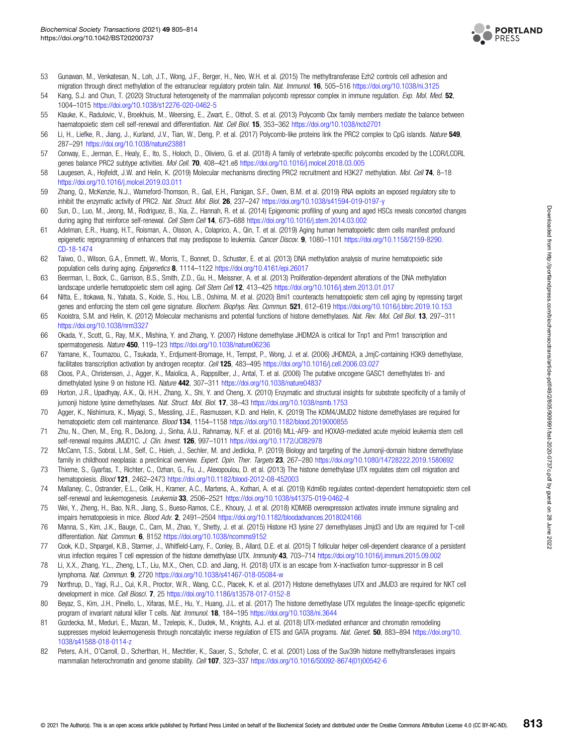53 Gunawan, M., Venkatesan, N., Loh, J.T., Wong, J.F., Berger, H., Neo, W.H. et al. (2015) The methyltransferase Ezh2 controls cell adhesion and migration through direct methylation of the extranuclear regulatory protein talin. *Nat. Immunol.* **16**, 505–516 https://doi.org/10.1038/ni.3125

54 Kang, S.J. and Chun, T. (2020) Structural heterogeneity of the mammalian polycomb repressor complex in immune regulation. *Exp. Mol. Med.* **52**, 1004–1015 https://doi.org/10.1038/s12276-020-0462-5

55 Klauke, K., Radulovic, V., Broekhuis, M., Weersing, E., Zwart, E., Olthof, S. et al. (2013) Polycomb Cbx family members mediate the balance between haematopoietic stem cell self-renewal and differentiation. *Nat. Cell Biol.* **15**, 353–362 https://doi.org/10.1038/ncb2701

56 Li, H., Liefke, R., Jiang, J., Kurland, J.V., Tian, W., Deng, P. et al. (2017) Polycomb-like proteins link the PRC2 complex to CpG islands. *Nature* **549**, 287–291 https://doi.org/10.1038/nature23881

57 Conway, E., Jerman, E., Healy, E., Ito, S., Holoch, D., Oliviero, G. et al. (2018) A family of vertebrate-specific polycombs encoded by the LCOR/LCORL genes balance PRC2 subtype activities. *Mol Cell.* **70**, 408–421.e8 https://doi.org/10.1016/j.molcel.2018.03.005

58 Laugesen, A., Hojfeldt, J.W. and Helin, K. (2019) Molecular mechanisms directing PRC2 recruitment and H3K27 methylation. *Mol. Cell* **74**, 8–18 https://doi.org/10.1016/j.molcel.2019.03.011

59 Zhang, Q., McKenzie, N.J., Warneford-Thomson, R., Gail, E.H., Flanigan, S.F., Owen, B.M. et al. (2019) RNA exploits an exposed regulatory site to inhibit the enzymatic activity of PRC2. *Nat. Struct. Mol. Biol.* **26**, 237–247 https://doi.org/10.1038/s41594-019-0197-y

60 Sun, D., Luo, M., Jeong, M., Rodriguez, B., Xia, Z., Hannah, R. et al. (2014) Epigenomic profiling of young and aged HSCs reveals concerted changes during aging that reinforce self-renewal. *Cell Stem Cell* **14**, 673–688 https://doi.org/10.1016/j.stem.2014.03.002

61 Adelman, E.R., Huang, H.T., Roisman, A., Olsson, A., Colaprico, A., Qin, T. et al. (2019) Aging human hematopoietic stem cells manifest profound epigenetic reprogramming of enhancers that may predispose to leukemia. *Cancer Discov.* **9**, 1080–1101 https://doi.org/10.1158/2159-8290.CD-18-1474

62 Taiwo, O., Wilson, G.A., Emmett, W., Morris, T., Bonnet, D., Schuster, E. et al. (2013) DNA methylation analysis of murine hematopoietic side population cells during aging. *Epigenetics* **8**, 1114–1122 https://doi.org/10.4161/epi.26017

63 Beerman, I., Bock, C., Garrison, B.S., Smith, Z.D., Gu, H., Meissner, A. et al. (2013) Proliferation-dependent alterations of the DNA methylation landscape underlie hematopoietic stem cell aging. *Cell Stem Cell* **12**, 413–425 https://doi.org/10.1016/j.stem.2013.01.017

64 Nitta, E., Itokawa, N., Yabata, S., Koide, S., Hou, L.B., Oshima, M. et al. (2020) Bmi1 counteracts hematopoietic stem cell aging by repressing target genes and enforcing the stem cell gene signature. *Biochem. Biophys. Res. Commun.* **521**, 612–619 https://doi.org/10.1016/j.bbrc.2019.10.153

65 Kooistra, S.M. and Helin, K. (2012) Molecular mechanisms and potential functions of histone demethylases. *Nat. Rev. Mol. Cell Biol.* **13**, 297–311 https://doi.org/10.1038/nrm3327

66 Okada, Y., Scott, G., Ray, M.K., Mishina, Y. and Zhang, Y. (2007) Histone demethylase JHDM2A is critical for Tnp1 and Prm1 transcription and spermatogenesis. *Nature* **450**, 119–123 https://doi.org/10.1038/nature06236

67 Yamane, K., Toumazou, C., Tsukada, Y., Erdjument-Bromage, H., Tempst, P., Wong, J. et al. (2006) JHDM2A, a JmjC-containing H3K9 demethylase, facilitates transcription activation by androgen receptor. *Cell* **125**, 483–495 https://doi.org/10.1016/j.cell.2006.03.027

68 Cloos, P.A., Christensen, J., Agger, K., Maiolica, A., Rappsilber, J., Antal, T. et al. (2006) The putative oncogene GASC1 demethylates tri- and dimethylated lysine 9 on histone H3. *Nature* **442**, 307–311 https://doi.org/10.1038/nature04837

69 Horton, J.R., Upadhyay, A.K., Qi, H.H., Zhang, X., Shi, Y. and Cheng, X. (2010) Enzymatic and structural insights for substrate specificity of a family of jumonji histone lysine demethylases. *Nat. Struct. Mol. Biol.* **17**, 38–43 https://doi.org/10.1038/nsmb.1753

70 Agger, K., Nishimura, K., Miyagi, S., Messling, J.E., Rasmussen, K.D. and Helin, K. (2019) The KDM4/JMJD2 histone demethylases are required for hematopoietic stem cell maintenance. *Blood* **134**, 1154–1158 https://doi.org/10.1182/blood.2019000855

71 Zhu, N., Chen, M., Eng, R., DeJong, J., Sinha, A.U., Rahnamay, N.F. et al. (2016) MLL-AF9- and HOXA9-mediated acute myeloid leukemia stem cell self-renewal requires JMJD1C. *J. Clin. Invest.* **126**, 997–1011 https://doi.org/10.1172/JCI82978

72 McCann, T.S., Sobral, L.M., Self, C., Hsieh, J., Sechler, M. and Jedlicka, P. (2019) Biology and targeting of the Jumonji-domain histone demethylase family in childhood neoplasia: a preclinical overview. *Expert. Opin. Ther. Targets* **23**, 267–280 https://doi.org/10.1080/14728222.2019.1580692

73 Thieme, S., Gyarfas, T., Richter, C., Ozhan, G., Fu, J., Alexopoulou, D. et al. (2013) The histone demethylase UTX regulates stem cell migration and hematopoiesis. *Blood* **121**, 2462–2473 https://doi.org/10.1182/blood-2012-08-452003

74 Mallaney, C., Ostrander, E.L., Celik, H., Kramer, A.C., Martens, A., Kothari, A. et al. (2019) Kdm6b regulates context-dependent hematopoietic stem cell self-renewal and leukemogenesis. *Leukemia* **33**, 2506–2521 https://doi.org/10.1038/s41375-019-0462-4

75 Wei, Y., Zheng, H., Bao, N.R., Jiang, S., Bueso-Ramos, C.E., Khoury, J. et al. (2018) KDM6B overexpression activates innate immune signaling and impairs hematopoiesis in mice. *Blood Adv.* **2**, 2491–2504 https://doi.org/10.1182/bloodadvances.2018024166

76 Manna, S., Kim, J.K., Bauge, C., Cam, M., Zhao, Y., Shetty, J. et al. (2015) Histone H3 lysine 27 demethylases Jmjd3 and Utx are required for T-cell differentiation. *Nat. Commun.* **6**, 8152 https://doi.org/10.1038/ncomms9152

77 Cook, K.D., Shpargel, K.B., Starmer, J., Whitfield-Larry, F., Conley, B., Allard, D.E. et al. (2015) T follicular helper cell-dependent clearance of a persistent virus infection requires T cell expression of the histone demethylase UTX. *Immunity* **43**, 703–714 https://doi.org/10.1016/j.immuni.2015.09.002

78 Li, X.X., Zhang, Y.L., Zheng, L.T., Liu, M.X., Chen, C.D. and Jiang, H. (2018) UTX is an escape from X-inactivation tumor-suppressor in B cell lymphoma. *Nat. Commun.* **9**, 2720 https://doi.org/10.1038/s41467-018-05084-w

79 Northrup, D., Yagi, R.J., Cui, K.R., Proctor, W.R., Wang, C.C., Placek, K. et al. (2017) Histone demethylases UTX and JMJD3 are required for NKT cell development in mice. *Cell Biosci.* **7**, 25 https://doi.org/10.1186/s13578-017-0152-8

80 Beyaz, S., Kim, J.H., Pinello, L., Xifaras, M.E., Hu, Y., Huang, J.L. et al. (2017) The histone demethylase UTX regulates the lineage-specific epigenetic program of invariant natural killer T cells. *Nat. Immunol.* **18**, 184–195 https://doi.org/10.1038/ni.3644

81 Gozdecka, M., Meduri, E., Mazan, M., Tzelepis, K., Dudek, M., Knights, A.J. et al. (2018) UTX-mediated enhancer and chromatin remodeling suppresses myeloid leukemogenesis through noncatalytic inverse regulation of ETS and GATA programs. *Nat. Genet.* **50**, 883–894 https://doi.org/10.1038/s41588-018-0114-z

82 Peters, A.H., O'Carroll, D., Scherthan, H., Mechtler, K., Sauer, S., Schofer, C. et al. (2001) Loss of the Suv39h histone methyltransferases impairs mammalian heterochromatin and genome stability. *Cell* **107**, 323–337 https://doi.org/10.1016/S0092-8674(01)00542-6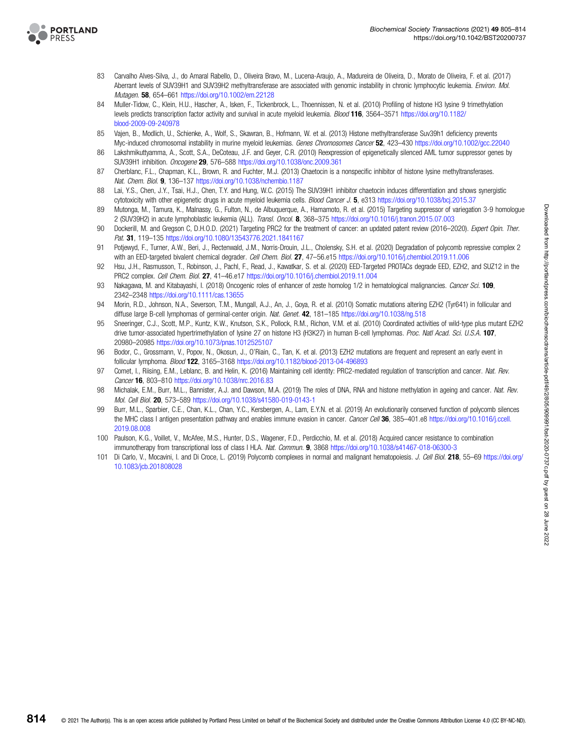83 Carvalho Alves-Silva, J., do Amaral Rabello, D., Oliveira Bravo, M., Lucena-Araujo, A., Madureira de Oliveira, D., Morato de Oliveira, F. et al. (2017) Aberrant levels of SUV39H1 and SUV39H2 methyltransferase are associated with genomic instability in chronic lymphocytic leukemia. *Environ. Mol. Mutagen.* **58**, 654–661 https://doi.org/10.1002/em.22128

84 Muller-Tidow, C., Klein, H.U., Hascher, A., Isken, F., Tickenbrock, L., Thoennissen, N. et al. (2010) Profiling of histone H3 lysine 9 trimethylation levels predicts transcription factor activity and survival in acute myeloid leukemia. *Blood* **116**, 3564–3571 https://doi.org/10.1182/blood-2009-09-240978

85 Vajen, B., Modlich, U., Schienke, A., Wolf, S., Skawran, B., Hofmann, W. et al. (2013) Histone methyltransferase Suv39h1 deficiency prevents Myc-induced chromosomal instability in murine myeloid leukemias. *Genes Chromosomes Cancer* **52**, 423–430 https://doi.org/10.1002/gcc.22040

86 Lakshmikuttyamma, A., Scott, S.A., DeCoteau, J.F. and Geyer, C.R. (2010) Reexpression of epigenetically silenced AML tumor suppressor genes by SUV39H1 inhibition. *Oncogene* **29**, 576–588 https://doi.org/10.1038/onc.2009.361

87 Cherblanc, F.L., Chapman, K.L., Brown, R. and Fuchter, M.J. (2013) Chaetocin is a nonspecific inhibitor of histone lysine methyltransferases. *Nat. Chem. Biol.* **9**, 136–137 https://doi.org/10.1038/nchembio.1187

88 Lai, Y.S., Chen, J.Y., Tsai, H.J., Chen, T.Y. and Hung, W.C. (2015) The SUV39H1 inhibitor chaetocin induces differentiation and shows synergistic cytotoxicity with other epigenetic drugs in acute myeloid leukemia cells. *Blood Cancer J.* **5**, e313 https://doi.org/10.1038/bcj.2015.37

89 Mutonga, M., Tamura, K., Malnassy, G., Fulton, N., de Albuquerque, A., Hamamoto, R. et al. (2015) Targeting suppressor of variegation 3-9 homologue 2 (SUV39H2) in acute lymphoblastic leukemia (ALL). *Transl. Oncol.* **8**, 368–375 https://doi.org/10.1016/j.tranon.2015.07.003

90 Dockerill, M. and Gregson C, D.H.O.D. (2021) Targeting PRC2 for the treatment of cancer: an updated patent review (2016–2020). *Expert Opin. Ther. Pat.* **31**, 119–135 https://doi.org/10.1080/13543776.2021.1841167

91 Potjewyd, F., Turner, A.W., Beri, J., Rectenwald, J.M., Norris-Drouin, J.L., Cholensky, S.H. et al. (2020) Degradation of polycomb repressive complex 2 with an EED-targeted bivalent chemical degrader. *Cell Chem. Biol.* **27**, 47–56.e15 https://doi.org/10.1016/j.chembiol.2019.11.006

92 Hsu, J.H., Rasmusson, T., Robinson, J., Pachl, F., Read, J., Kawatkar, S. et al. (2020) EED-Targeted PROTACs degrade EED, EZH2, and SUZ12 in the PRC2 complex. *Cell Chem. Biol.* **27**, 41–46.e17 https://doi.org/10.1016/j.chembiol.2019.11.004

93 Nakagawa, M. and Kitabayashi, I. (2018) Oncogenic roles of enhancer of zeste homolog 1/2 in hematological malignancies. *Cancer Sci.* **109**, 2342–2348 https://doi.org/10.1111/cas.13655

94 Morin, R.D., Johnson, N.A., Severson, T.M., Mungall, A.J., An, J., Goya, R. et al. (2010) Somatic mutations altering EZH2 (Tyr641) in follicular and diffuse large B-cell lymphomas of germinal-center origin. *Nat. Genet.* **42**, 181–185 https://doi.org/10.1038/ng.518

95 Sneeringer, C.J., Scott, M.P., Kuntz, K.W., Knutson, S.K., Pollock, R.M., Richon, V.M. et al. (2010) Coordinated activities of wild-type plus mutant EZH2 drive tumor-associated hypertrimethylation of lysine 27 on histone H3 (H3K27) in human B-cell lymphomas. *Proc. Natl Acad. Sci. U.S.A.* **107**, 20980–20985 https://doi.org/10.1073/pnas.1012525107

96 Bodor, C., Grossmann, V., Popov, N., Okosun, J., O'Riain, C., Tan, K. et al. (2013) EZH2 mutations are frequent and represent an early event in follicular lymphoma. *Blood* **122**, 3165–3168 https://doi.org/10.1182/blood-2013-04-496893

97 Comet, I., Riising, E.M., Leblanc, B. and Helin, K. (2016) Maintaining cell identity: PRC2-mediated regulation of transcription and cancer. *Nat. Rev. Cancer* **16**, 803–810 https://doi.org/10.1038/nrc.2016.83

98 Michalak, E.M., Burr, M.L., Bannister, A.J. and Dawson, M.A. (2019) The roles of DNA, RNA and histone methylation in ageing and cancer. *Nat. Rev. Mol. Cell Biol.* **20**, 573–589 https://doi.org/10.1038/s41580-019-0143-1

99 Burr, M.L., Sparbier, C.E., Chan, K.L., Chan, Y.C., Kersbergen, A., Lam, E.Y.N. et al. (2019) An evolutionarily conserved function of polycomb silences the MHC class I antigen presentation pathway and enables immune evasion in cancer. *Cancer Cell* **36**, 385–401.e8 https://doi.org/10.1016/j.ccell.2019.08.008

100 Paulson, K.G., Voillet, V., McAfee, M.S., Hunter, D.S., Wagener, F.D., Perdicchio, M. et al. (2018) Acquired cancer resistance to combination immunotherapy from transcriptional loss of class I HLA. *Nat. Commun.* **9**, 3868 https://doi.org/10.1038/s41467-018-06300-3

101 Di Carlo, V., Mocavini, I. and Di Croce, L. (2019) Polycomb complexes in normal and malignant hematopoiesis. *J. Cell Biol.* **218**, 55–69 https://doi.org/10.1083/jcb.201808028